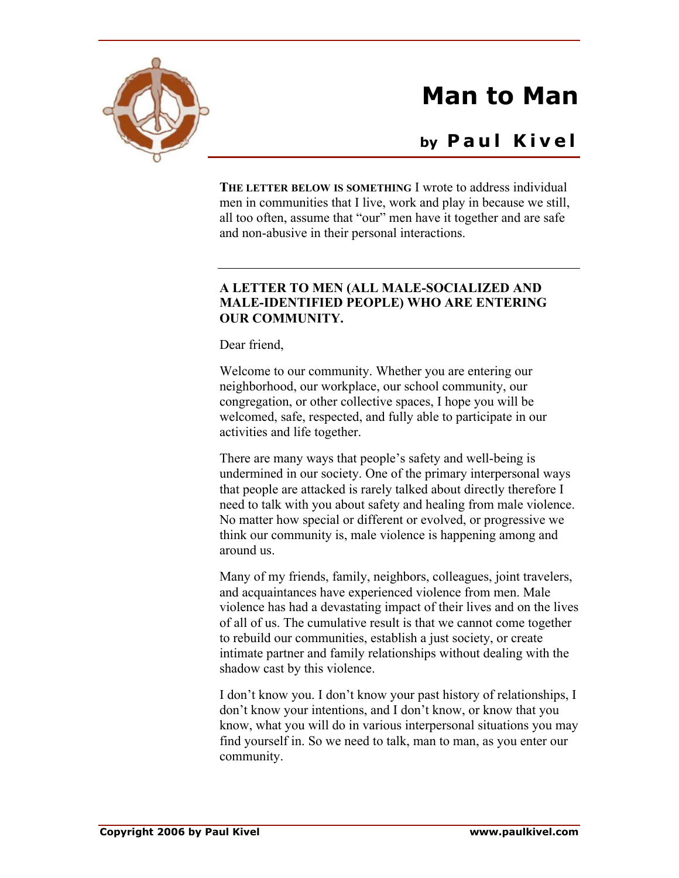# Man to Man

## by Paul Kivel

**THE LETTER BELOW IS SOMETHING** I wrote to address individual men in communities that I live, work and play in because we still, all too often, assume that "our" men have it together and are safe and non-abusive in their personal interactions.

---

**A LETTER TO MEN (ALL MALE-SOCIALIZED AND MALE-IDENTIFIED PEOPLE) WHO ARE ENTERING OUR COMMUNITY.**

Dear friend,

Welcome to our community. Whether you are entering our neighborhood, our workplace, our school community, our congregation, or other collective spaces, I hope you will be welcomed, safe, respected, and fully able to participate in our activities and life together.

There are many ways that people's safety and well-being is undermined in our society. One of the primary interpersonal ways that people are attacked is rarely talked about directly therefore I need to talk with you about safety and healing from male violence. No matter how special or different or evolved, or progressive we think our community is, male violence is happening among and around us.

Many of my friends, family, neighbors, colleagues, joint travelers, and acquaintances have experienced violence from men. Male violence has had a devastating impact of their lives and on the lives of all of us. The cumulative result is that we cannot come together to rebuild our communities, establish a just society, or create intimate partner and family relationships without dealing with the shadow cast by this violence.

I don't know you. I don't know your past history of relationships, I don't know your intentions, and I don't know, or know that you know, what you will do in various interpersonal situations you may find yourself in. So we need to talk, man to man, as you enter our community.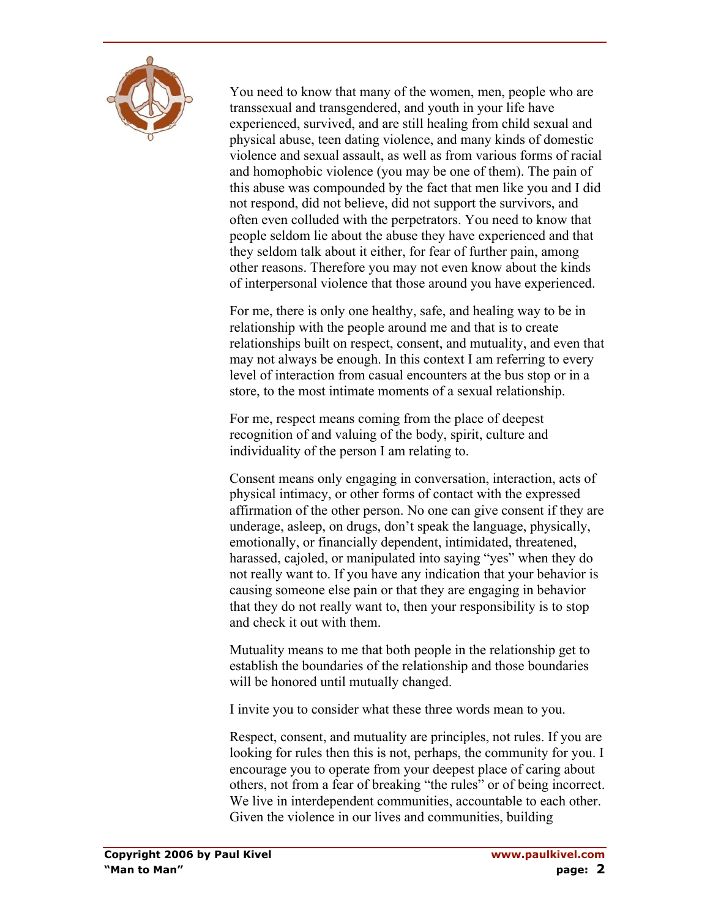You need to know that many of the women, men, people who are transsexual and transgendered, and youth in your life have experienced, survived, and are still healing from child sexual and physical abuse, teen dating violence, and many kinds of domestic violence and sexual assault, as well as from various forms of racial and homophobic violence (you may be one of them). The pain of this abuse was compounded by the fact that men like you and I did not respond, did not believe, did not support the survivors, and often even colluded with the perpetrators. You need to know that people seldom lie about the abuse they have experienced and that they seldom talk about it either, for fear of further pain, among other reasons. Therefore you may not even know about the kinds of interpersonal violence that those around you have experienced.

For me, there is only one healthy, safe, and healing way to be in relationship with the people around me and that is to create relationships built on respect, consent, and mutuality, and even that may not always be enough. In this context I am referring to every level of interaction from casual encounters at the bus stop or in a store, to the most intimate moments of a sexual relationship.

For me, respect means coming from the place of deepest recognition of and valuing of the body, spirit, culture and individuality of the person I am relating to.

Consent means only engaging in conversation, interaction, acts of physical intimacy, or other forms of contact with the expressed affirmation of the other person. No one can give consent if they are underage, asleep, on drugs, don't speak the language, physically, emotionally, or financially dependent, intimidated, threatened, harassed, cajoled, or manipulated into saying "yes" when they do not really want to. If you have any indication that your behavior is causing someone else pain or that they are engaging in behavior that they do not really want to, then your responsibility is to stop and check it out with them.

Mutuality means to me that both people in the relationship get to establish the boundaries of the relationship and those boundaries will be honored until mutually changed.

I invite you to consider what these three words mean to you.

Respect, consent, and mutuality are principles, not rules. If you are looking for rules then this is not, perhaps, the community for you. I encourage you to operate from your deepest place of caring about others, not from a fear of breaking "the rules" or of being incorrect. We live in interdependent communities, accountable to each other. Given the violence in our lives and communities, building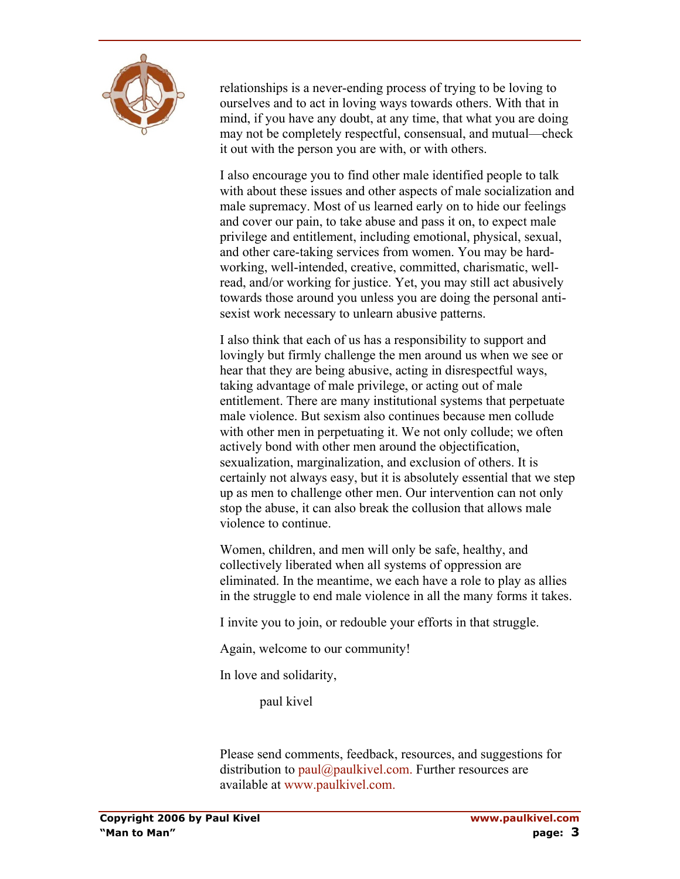relationships is a never-ending process of trying to be loving to ourselves and to act in loving ways towards others. With that in mind, if you have any doubt, at any time, that what you are doing may not be completely respectful, consensual, and mutual—check it out with the person you are with, or with others.

I also encourage you to find other male identified people to talk with about these issues and other aspects of male socialization and male supremacy. Most of us learned early on to hide our feelings and cover our pain, to take abuse and pass it on, to expect male privilege and entitlement, including emotional, physical, sexual, and other care-taking services from women. You may be hard-working, well-intended, creative, committed, charismatic, well-read, and/or working for justice. Yet, you may still act abusively towards those around you unless you are doing the personal anti-sexist work necessary to unlearn abusive patterns.

I also think that each of us has a responsibility to support and lovingly but firmly challenge the men around us when we see or hear that they are being abusive, acting in disrespectful ways, taking advantage of male privilege, or acting out of male entitlement. There are many institutional systems that perpetuate male violence. But sexism also continues because men collude with other men in perpetuating it. We not only collude; we often actively bond with other men around the objectification, sexualization, marginalization, and exclusion of others. It is certainly not always easy, but it is absolutely essential that we step up as men to challenge other men. Our intervention can not only stop the abuse, it can also break the collusion that allows male violence to continue.

Women, children, and men will only be safe, healthy, and collectively liberated when all systems of oppression are eliminated. In the meantime, we each have a role to play as allies in the struggle to end male violence in all the many forms it takes.

I invite you to join, or redouble your efforts in that struggle.

Again, welcome to our community!

In love and solidarity,

paul kivel

Please send comments, feedback, resources, and suggestions for distribution to paul@paulkivel.com. Further resources are available at www.paulkivel.com.